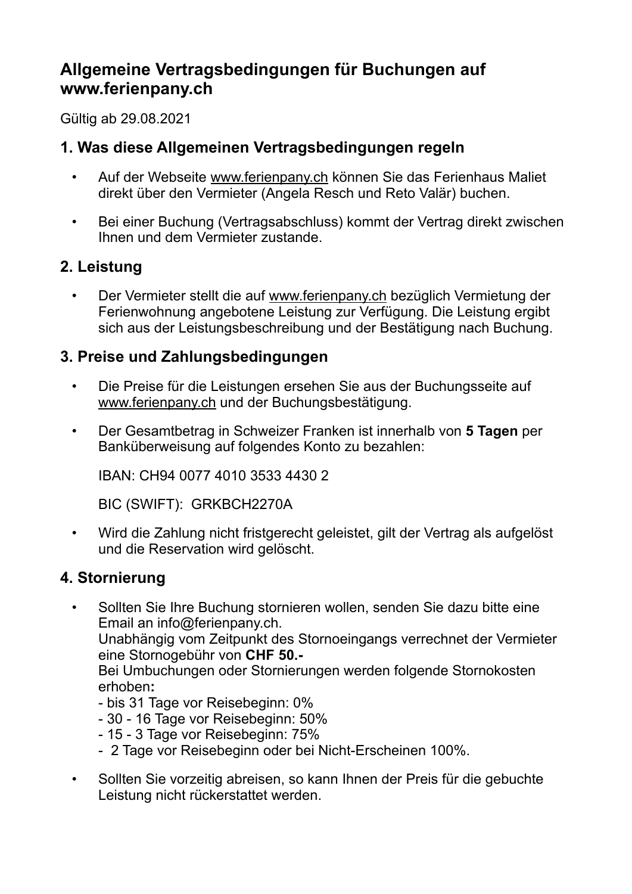# Allgemeine Vertragsbedingungen für Buchungen auf www.ferienpany.ch

Gültig ab 29.08.2021

## 1. Was diese Allgemeinen Vertragsbedingungen regeln

- Auf der Webseite www.ferienpany.ch können Sie das Ferienhaus Maliet direkt über den Vermieter (Angela Resch und Reto Valär) buchen.
- Bei einer Buchung (Vertragsabschluss) kommt der Vertrag direkt zwischen Ihnen und dem Vermieter zustande.

## 2. Leistung

- Der Vermieter stellt die auf www.ferienpany.ch bezüglich Vermietung der Ferienwohnung angebotene Leistung zur Verfügung. Die Leistung ergibt sich aus der Leistungsbeschreibung und der Bestätigung nach Buchung.

## 3. Preise und Zahlungsbedingungen

- Die Preise für die Leistungen ersehen Sie aus der Buchungsseite auf www.ferienpany.ch und der Buchungsbestätigung.
- Der Gesamtbetrag in Schweizer Franken ist innerhalb von **5 Tagen** per Banküberweisung auf folgendes Konto zu bezahlen:

  IBAN: CH94 0077 4010 3533 4430 2

  BIC (SWIFT): GRKBCH2270A

- Wird die Zahlung nicht fristgerecht geleistet, gilt der Vertrag als aufgelöst und die Reservation wird gelöscht.

## 4. Stornierung

- Sollten Sie Ihre Buchung stornieren wollen, senden Sie dazu bitte eine Email an info@ferienpany.ch.
  Unabhängig vom Zeitpunkt des Stornoeingangs verrechnet der Vermieter eine Stornogebühr von **CHF 50.-**
  Bei Umbuchungen oder Stornierungen werden folgende Stornokosten erhoben**:**
  - bis 31 Tage vor Reisebeginn: 0%
  - 30 - 16 Tage vor Reisebeginn: 50%
  - 15 - 3 Tage vor Reisebeginn: 75%
  - 2 Tage vor Reisebeginn oder bei Nicht-Erscheinen 100%.
- Sollten Sie vorzeitig abreisen, so kann Ihnen der Preis für die gebuchte Leistung nicht rückerstattet werden.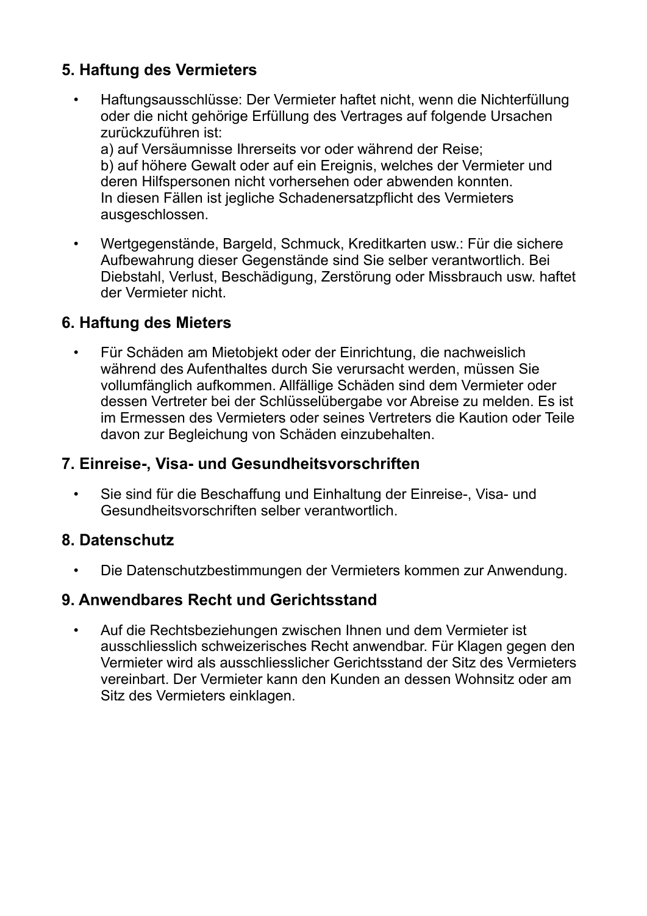## 5. Haftung des Vermieters

- Haftungsausschlüsse: Der Vermieter haftet nicht, wenn die Nichterfüllung oder die nicht gehörige Erfüllung des Vertrages auf folgende Ursachen zurückzuführen ist:
  a) auf Versäumnisse Ihrerseits vor oder während der Reise;
  b) auf höhere Gewalt oder auf ein Ereignis, welches der Vermieter und deren Hilfspersonen nicht vorhersehen oder abwenden konnten.
  In diesen Fällen ist jegliche Schadenersatzpflicht des Vermieters ausgeschlossen.
- Wertgegenstände, Bargeld, Schmuck, Kreditkarten usw.: Für die sichere Aufbewahrung dieser Gegenstände sind Sie selber verantwortlich. Bei Diebstahl, Verlust, Beschädigung, Zerstörung oder Missbrauch usw. haftet der Vermieter nicht.

## 6. Haftung des Mieters

- Für Schäden am Mietobjekt oder der Einrichtung, die nachweislich während des Aufenthaltes durch Sie verursacht werden, müssen Sie vollumfänglich aufkommen. Allfällige Schäden sind dem Vermieter oder dessen Vertreter bei der Schlüsselübergabe vor Abreise zu melden. Es ist im Ermessen des Vermieters oder seines Vertreters die Kaution oder Teile davon zur Begleichung von Schäden einzubehalten.

## 7. Einreise-, Visa- und Gesundheitsvorschriften

- Sie sind für die Beschaffung und Einhaltung der Einreise-, Visa- und Gesundheitsvorschriften selber verantwortlich.

## 8. Datenschutz

- Die Datenschutzbestimmungen der Vermieters kommen zur Anwendung.

## 9. Anwendbares Recht und Gerichtsstand

- Auf die Rechtsbeziehungen zwischen Ihnen und dem Vermieter ist ausschliesslich schweizerisches Recht anwendbar. Für Klagen gegen den Vermieter wird als ausschliesslicher Gerichtsstand der Sitz des Vermieters vereinbart. Der Vermieter kann den Kunden an dessen Wohnsitz oder am Sitz des Vermieters einklagen.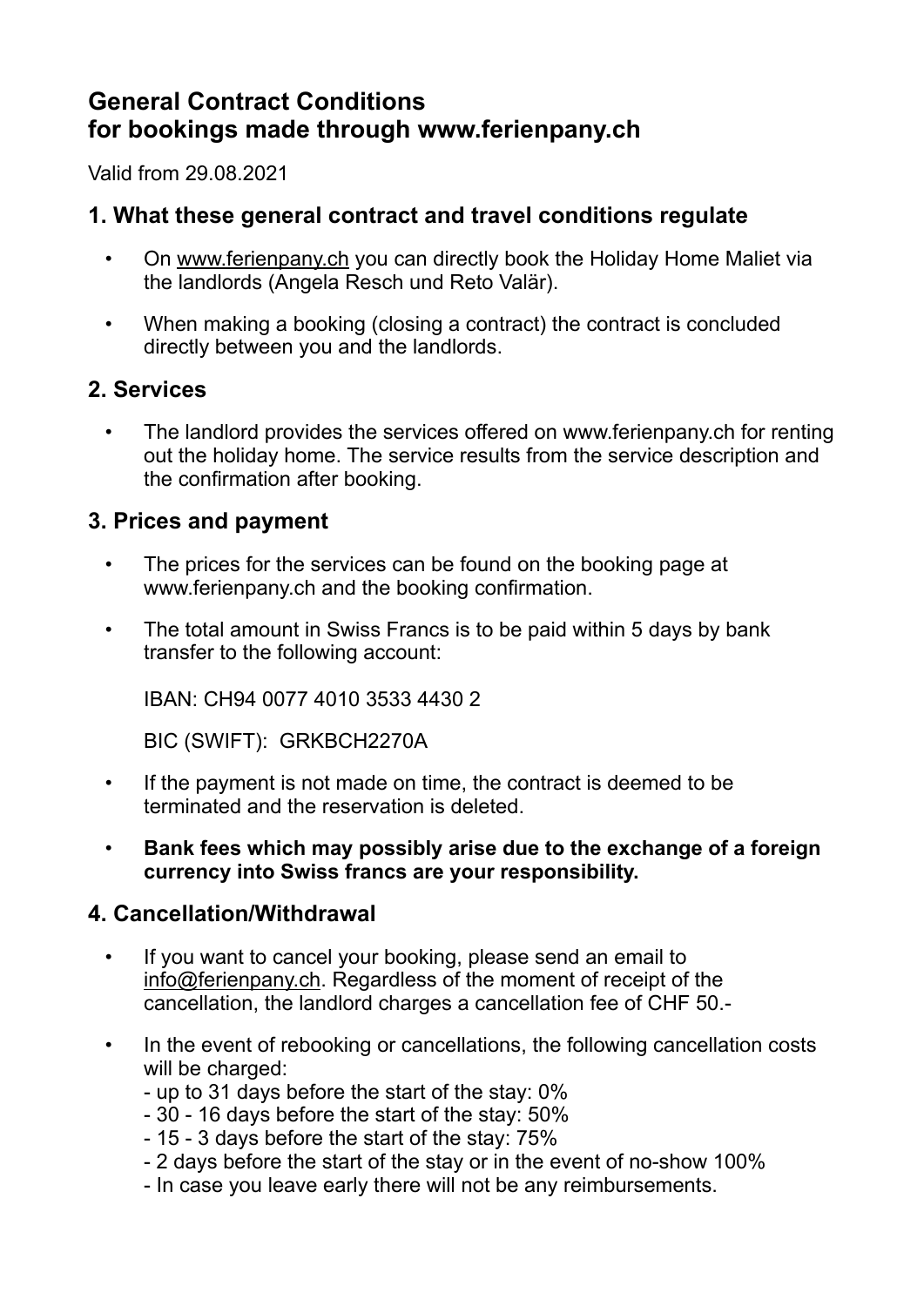# General Contract Conditions for bookings made through www.ferienpany.ch

Valid from 29.08.2021

## 1. What these general contract and travel conditions regulate

- On www.ferienpany.ch you can directly book the Holiday Home Maliet via the landlords (Angela Resch und Reto Valär).
- When making a booking (closing a contract) the contract is concluded directly between you and the landlords.

## 2. Services

- The landlord provides the services offered on www.ferienpany.ch for renting out the holiday home. The service results from the service description and the confirmation after booking.

## 3. Prices and payment

- The prices for the services can be found on the booking page at www.ferienpany.ch and the booking confirmation.
- The total amount in Swiss Francs is to be paid within 5 days by bank transfer to the following account:

  IBAN: CH94 0077 4010 3533 4430 2

  BIC (SWIFT): GRKBCH2270A

- If the payment is not made on time, the contract is deemed to be terminated and the reservation is deleted.
- **Bank fees which may possibly arise due to the exchange of a foreign currency into Swiss francs are your responsibility.**

## 4. Cancellation/Withdrawal

- If you want to cancel your booking, please send an email to info@ferienpany.ch. Regardless of the moment of receipt of the cancellation, the landlord charges a cancellation fee of CHF 50.-
- In the event of rebooking or cancellations, the following cancellation costs will be charged:
  - up to 31 days before the start of the stay: 0%
  - 30 - 16 days before the start of the stay: 50%
  - 15 - 3 days before the start of the stay: 75%
  - 2 days before the start of the stay or in the event of no-show 100%
  - In case you leave early there will not be any reimbursements.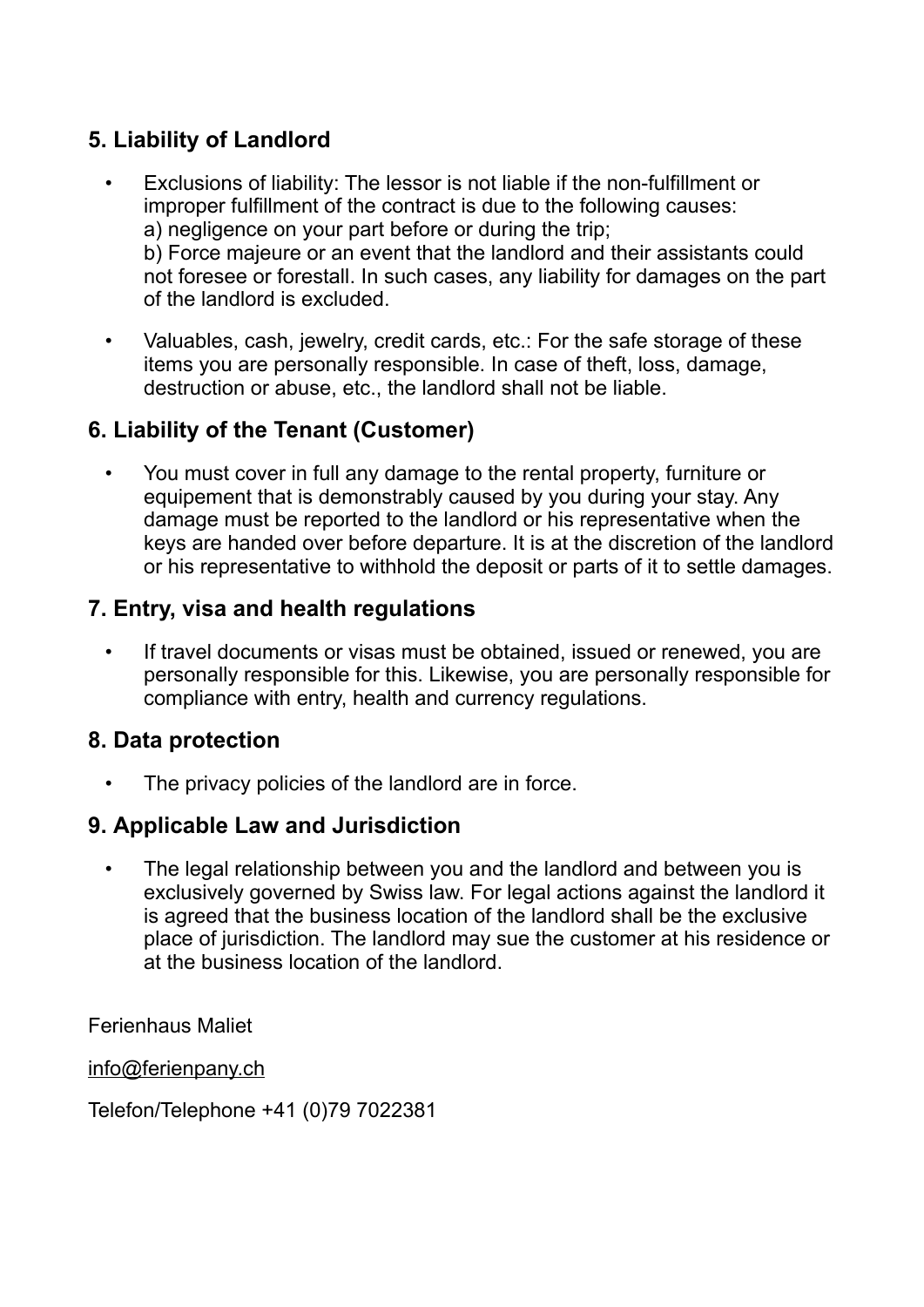## 5. Liability of Landlord

- Exclusions of liability: The lessor is not liable if the non-fulfillment or improper fulfillment of the contract is due to the following causes:
  a) negligence on your part before or during the trip;
  b) Force majeure or an event that the landlord and their assistants could not foresee or forestall. In such cases, any liability for damages on the part of the landlord is excluded.
- Valuables, cash, jewelry, credit cards, etc.: For the safe storage of these items you are personally responsible. In case of theft, loss, damage, destruction or abuse, etc., the landlord shall not be liable.

## 6. Liability of the Tenant (Customer)

- You must cover in full any damage to the rental property, furniture or equipement that is demonstrably caused by you during your stay. Any damage must be reported to the landlord or his representative when the keys are handed over before departure. It is at the discretion of the landlord or his representative to withhold the deposit or parts of it to settle damages.

## 7. Entry, visa and health regulations

- If travel documents or visas must be obtained, issued or renewed, you are personally responsible for this. Likewise, you are personally responsible for compliance with entry, health and currency regulations.

## 8. Data protection

- The privacy policies of the landlord are in force.

## 9. Applicable Law and Jurisdiction

- The legal relationship between you and the landlord and between you is exclusively governed by Swiss law. For legal actions against the landlord it is agreed that the business location of the landlord shall be the exclusive place of jurisdiction. The landlord may sue the customer at his residence or at the business location of the landlord.

Ferienhaus Maliet

info@ferienpany.ch

Telefon/Telephone +41 (0)79 7022381